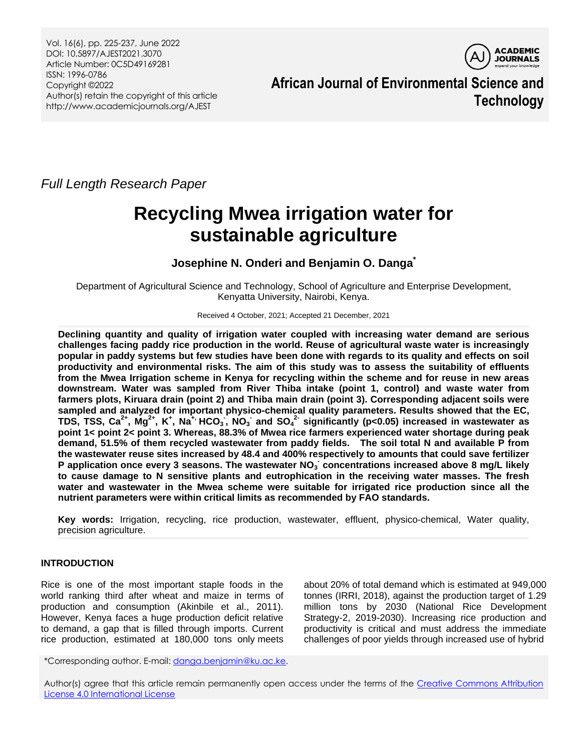*Full Length Research Paper*

# Recycling Mwea irrigation water for sustainable agriculture

**Josephine N. Onderi and Benjamin O. Danga***

Department of Agricultural Science and Technology, School of Agriculture and Enterprise Development, Kenyatta University, Nairobi, Kenya.

Received 4 October, 2021; Accepted 21 December, 2021

**Declining quantity and quality of irrigation water coupled with increasing water demand are serious challenges facing paddy rice production in the world. Reuse of agricultural waste water is increasingly popular in paddy systems but few studies have been done with regards to its quality and effects on soil productivity and environmental risks. The aim of this study was to assess the suitability of effluents from the Mwea Irrigation scheme in Kenya for recycling within the scheme and for reuse in new areas downstream. Water was sampled from River Thiba intake (point 1, control) and waste water from farmers plots, Kiruara drain (point 2) and Thiba main drain (point 3). Corresponding adjacent soils were sampled and analyzed for important physico-chemical quality parameters. Results showed that the EC, TDS, TSS, $Ca^{2+}$, $Mg^{2+}$, $K^{+}$, $Na^{+}$, $HCO_3^{-}$, $NO_3^{-}$ and $SO_4^{2-}$ significantly ($p<0.05$) increased in wastewater as point 1< point 2< point 3. Whereas, 88.3% of Mwea rice farmers experienced water shortage during peak demand, 51.5% of them recycled wastewater from paddy fields. The soil total N and available P from the wastewater reuse sites increased by 48.4 and 400% respectively to amounts that could save fertilizer P application once every 3 seasons. The wastewater $NO_3^{-}$ concentrations increased above 8 mg/L likely to cause damage to N sensitive plants and eutrophication in the receiving water masses. The fresh water and wastewater in the Mwea scheme were suitable for irrigated rice production since all the nutrient parameters were within critical limits as recommended by FAO standards.**

**Key words:** Irrigation, recycling, rice production, wastewater, effluent, physico-chemical, Water quality, precision agriculture.

## INTRODUCTION

Rice is one of the most important staple foods in the world ranking third after wheat and maize in terms of production and consumption (Akinbile et al., 2011). However, Kenya faces a huge production deficit relative to demand, a gap that is filled through imports. Current rice production, estimated at 180,000 tons only meets about 20% of total demand which is estimated at 949,000 tonnes (IRRI, 2018), against the production target of 1.29 million tons by 2030 (National Rice Development Strategy-2, 2019-2030). Increasing rice production and productivity is critical and must address the immediate challenges of poor yields through increased use of hybrid

*Corresponding author. E-mail: danga.benjamin@ku.ac.ke.

Author(s) agree that this article remain permanently open access under the terms of the Creative Commons Attribution License 4.0 International License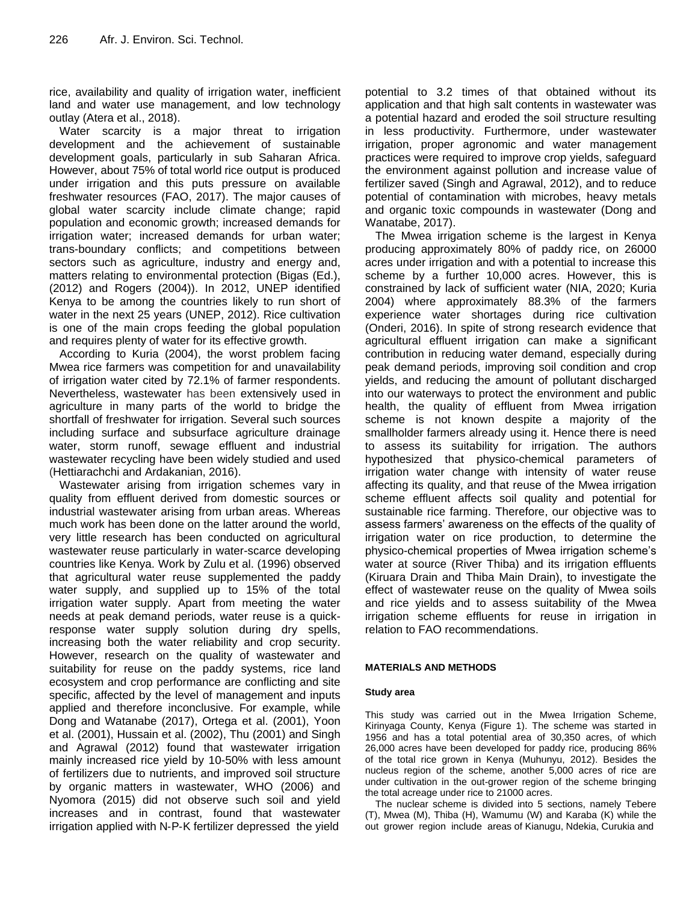rice, availability and quality of irrigation water, inefficient land and water use management, and low technology outlay (Atera et al., 2018).

Water scarcity is a major threat to irrigation development and the achievement of sustainable development goals, particularly in sub Saharan Africa. However, about 75% of total world rice output is produced under irrigation and this puts pressure on available freshwater resources (FAO, 2017). The major causes of global water scarcity include climate change; rapid population and economic growth; increased demands for irrigation water; increased demands for urban water; trans-boundary conflicts; and competitions between sectors such as agriculture, industry and energy and, matters relating to environmental protection (Bigas (Ed.), (2012) and Rogers (2004)). In 2012, UNEP identified Kenya to be among the countries likely to run short of water in the next 25 years (UNEP, 2012). Rice cultivation is one of the main crops feeding the global population and requires plenty of water for its effective growth.

According to Kuria (2004), the worst problem facing Mwea rice farmers was competition for and unavailability of irrigation water cited by 72.1% of farmer respondents. Nevertheless, wastewater has been extensively used in agriculture in many parts of the world to bridge the shortfall of freshwater for irrigation. Several such sources including surface and subsurface agriculture drainage water, storm runoff, sewage effluent and industrial wastewater recycling have been widely studied and used (Hettiarachchi and Ardakanian, 2016).

Wastewater arising from irrigation schemes vary in quality from effluent derived from domestic sources or industrial wastewater arising from urban areas. Whereas much work has been done on the latter around the world, very little research has been conducted on agricultural wastewater reuse particularly in water-scarce developing countries like Kenya. Work by Zulu et al. (1996) observed that agricultural water reuse supplemented the paddy water supply, and supplied up to 15% of the total irrigation water supply. Apart from meeting the water needs at peak demand periods, water reuse is a quick-response water supply solution during dry spells, increasing both the water reliability and crop security. However, research on the quality of wastewater and suitability for reuse on the paddy systems, rice land ecosystem and crop performance are conflicting and site specific, affected by the level of management and inputs applied and therefore inconclusive. For example, while Dong and Watanabe (2017), Ortega et al. (2001), Yoon et al. (2001), Hussain et al. (2002), Thu (2001) and Singh and Agrawal (2012) found that wastewater irrigation mainly increased rice yield by 10-50% with less amount of fertilizers due to nutrients, and improved soil structure by organic matters in wastewater, WHO (2006) and Nyomora (2015) did not observe such soil and yield increases and in contrast, found that wastewater irrigation applied with N-P-K fertilizer depressed the yield potential to 3.2 times of that obtained without its application and that high salt contents in wastewater was a potential hazard and eroded the soil structure resulting in less productivity. Furthermore, under wastewater irrigation, proper agronomic and water management practices were required to improve crop yields, safeguard the environment against pollution and increase value of fertilizer saved (Singh and Agrawal, 2012), and to reduce potential of contamination with microbes, heavy metals and organic toxic compounds in wastewater (Dong and Wanatabe, 2017).

The Mwea irrigation scheme is the largest in Kenya producing approximately 80% of paddy rice, on 26000 acres under irrigation and with a potential to increase this scheme by a further 10,000 acres. However, this is constrained by lack of sufficient water (NIA, 2020; Kuria 2004) where approximately 88.3% of the farmers experience water shortages during rice cultivation (Onderi, 2016). In spite of strong research evidence that agricultural effluent irrigation can make a significant contribution in reducing water demand, especially during peak demand periods, improving soil condition and crop yields, and reducing the amount of pollutant discharged into our waterways to protect the environment and public health, the quality of effluent from Mwea irrigation scheme is not known despite a majority of the smallholder farmers already using it. Hence there is need to assess its suitability for irrigation. The authors hypothesized that physico-chemical parameters of irrigation water change with intensity of water reuse affecting its quality, and that reuse of the Mwea irrigation scheme effluent affects soil quality and potential for sustainable rice farming. Therefore, our objective was to assess farmers' awareness on the effects of the quality of irrigation water on rice production, to determine the physico-chemical properties of Mwea irrigation scheme's water at source (River Thiba) and its irrigation effluents (Kiruara Drain and Thiba Main Drain), to investigate the effect of wastewater reuse on the quality of Mwea soils and rice yields and to assess suitability of the Mwea irrigation scheme effluents for reuse in irrigation in relation to FAO recommendations.

## MATERIALS AND METHODS

### Study area

This study was carried out in the Mwea Irrigation Scheme, Kirinyaga County, Kenya (Figure 1). The scheme was started in 1956 and has a total potential area of 30,350 acres, of which 26,000 acres have been developed for paddy rice, producing 86% of the total rice grown in Kenya (Muhunyu, 2012). Besides the nucleus region of the scheme, another 5,000 acres of rice are under cultivation in the out-grower region of the scheme bringing the total acreage under rice to 21000 acres.

The nuclear scheme is divided into 5 sections, namely Tebere (T), Mwea (M), Thiba (H), Wamumu (W) and Karaba (K) while the out grower region include areas of Kianugu, Ndekia, Curukia and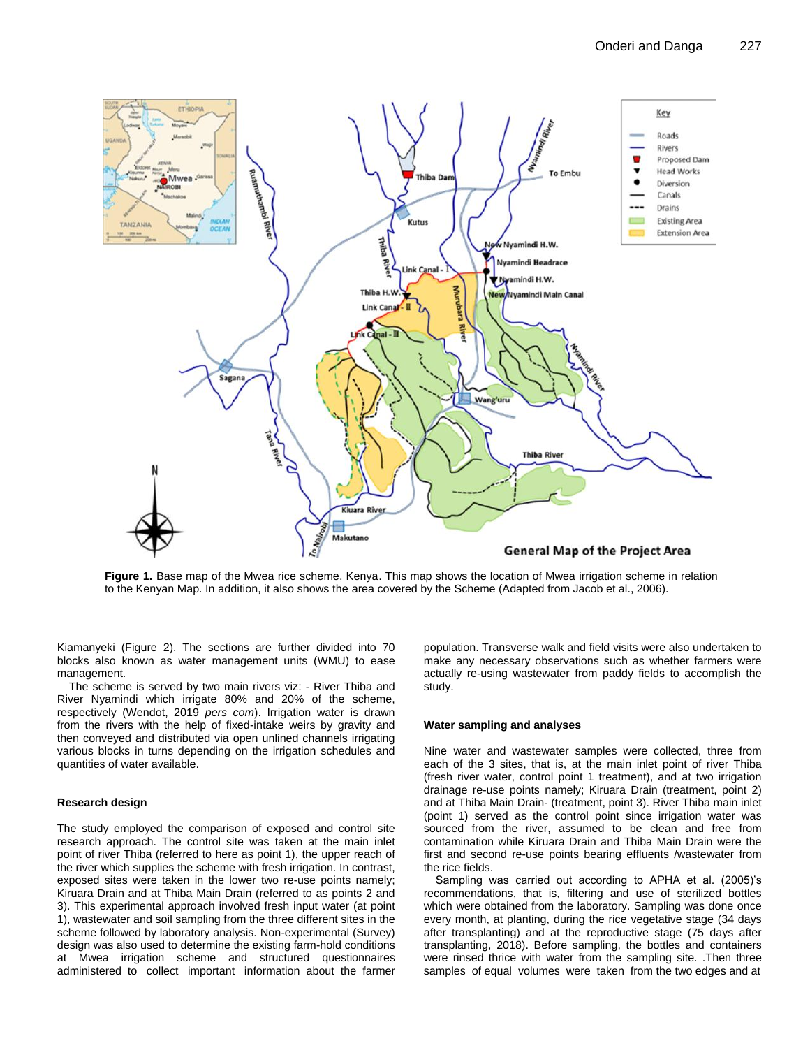**Figure 1.** Base map of the Mwea rice scheme, Kenya. This map shows the location of Mwea irrigation scheme in relation to the Kenyan Map. In addition, it also shows the area covered by the Scheme (Adapted from Jacob et al., 2006).

Kiamanyeki (Figure 2). The sections are further divided into 70 blocks also known as water management units (WMU) to ease management.

The scheme is served by two main rivers viz: - River Thiba and River Nyamindi which irrigate 80% and 20% of the scheme, respectively (Wendot, 2019 *pers com*). Irrigation water is drawn from the rivers with the help of fixed-intake weirs by gravity and then conveyed and distributed via open unlined channels irrigating various blocks in turns depending on the irrigation schedules and quantities of water available.

### Research design

The study employed the comparison of exposed and control site research approach. The control site was taken at the main inlet point of river Thiba (referred to here as point 1), the upper reach of the river which supplies the scheme with fresh irrigation. In contrast, exposed sites were taken in the lower two re-use points namely; Kiruara Drain and at Thiba Main Drain (referred to as points 2 and 3). This experimental approach involved fresh input water (at point 1), wastewater and soil sampling from the three different sites in the scheme followed by laboratory analysis. Non-experimental (Survey) design was also used to determine the existing farm-hold conditions at Mwea irrigation scheme and structured questionnaires administered to collect important information about the farmer population. Transverse walk and field visits were also undertaken to make any necessary observations such as whether farmers were actually re-using wastewater from paddy fields to accomplish the study.

### Water sampling and analyses

Nine water and wastewater samples were collected, three from each of the 3 sites, that is, at the main inlet point of river Thiba (fresh river water, control point 1 treatment), and at two irrigation drainage re-use points namely; Kiruara Drain (treatment, point 2) and at Thiba Main Drain- (treatment, point 3). River Thiba main inlet (point 1) served as the control point since irrigation water was sourced from the river, assumed to be clean and free from contamination while Kiruara Drain and Thiba Main Drain were the first and second re-use points bearing effluents /wastewater from the rice fields.

Sampling was carried out according to APHA et al. (2005)'s recommendations, that is, filtering and use of sterilized bottles which were obtained from the laboratory. Sampling was done once every month, at planting, during the rice vegetative stage (34 days after transplanting) and at the reproductive stage (75 days after transplanting, 2018). Before sampling, the bottles and containers were rinsed thrice with water from the sampling site. .Then three samples of equal volumes were taken from the two edges and at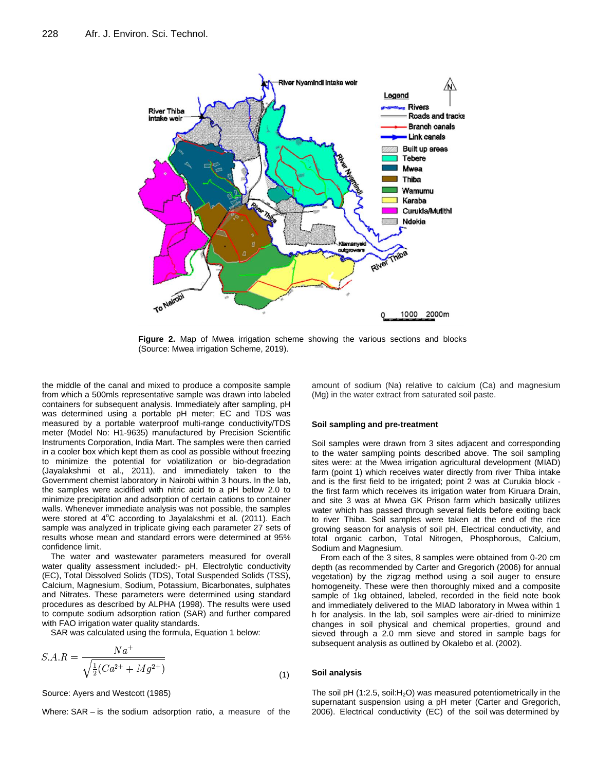**Figure 2.** Map of Mwea irrigation scheme showing the various sections and blocks (Source: Mwea irrigation Scheme, 2019).

the middle of the canal and mixed to produce a composite sample from which a 500mls representative sample was drawn into labeled containers for subsequent analysis. Immediately after sampling, pH was determined using a portable pH meter; EC and TDS was measured by a portable waterproof multi-range conductivity/TDS meter (Model No: H1-9635) manufactured by Precision Scientific Instruments Corporation, India Mart. The samples were then carried in a cooler box which kept them as cool as possible without freezing to minimize the potential for volatilization or bio-degradation (Jayalakshmi et al., 2011), and immediately taken to the Government chemist laboratory in Nairobi within 3 hours. In the lab, the samples were acidified with nitric acid to a pH below 2.0 to minimize precipitation and adsorption of certain cations to container walls. Whenever immediate analysis was not possible, the samples were stored at 4°C according to Jayalakshmi et al. (2011). Each sample was analyzed in triplicate giving each parameter 27 sets of results whose mean and standard errors were determined at 95% confidence limit.

The water and wastewater parameters measured for overall water quality assessment included:- pH, Electrolytic conductivity (EC), Total Dissolved Solids (TDS), Total Suspended Solids (TSS), Calcium, Magnesium, Sodium, Potassium, Bicarbonates, sulphates and Nitrates. These parameters were determined using standard procedures as described by ALPHA (1998). The results were used to compute sodium adsorption ration (SAR) and further compared with FAO irrigation water quality standards.

SAR was calculated using the formula, Equation 1 below:

$$S.A.R = \frac{Na^{+}}{\sqrt{\frac{1}{2}(Ca^{2+} + Mg^{2+})}} \quad (1)$$

Source: Ayers and Westcott (1985)

Where: SAR – is the sodium adsorption ratio, a measure of the amount of sodium (Na) relative to calcium (Ca) and magnesium (Mg) in the water extract from saturated soil paste.

### Soil sampling and pre-treatment

Soil samples were drawn from 3 sites adjacent and corresponding to the water sampling points described above. The soil sampling sites were: at the Mwea irrigation agricultural development (MIAD) farm (point 1) which receives water directly from river Thiba intake and is the first field to be irrigated; point 2 was at Curukia block - the first farm which receives its irrigation water from Kiruara Drain, and site 3 was at Mwea GK Prison farm which basically utilizes water which has passed through several fields before exiting back to river Thiba. Soil samples were taken at the end of the rice growing season for analysis of soil pH, Electrical conductivity, and total organic carbon, Total Nitrogen, Phosphorous, Calcium, Sodium and Magnesium.

From each of the 3 sites, 8 samples were obtained from 0-20 cm depth (as recommended by Carter and Gregorich (2006) for annual vegetation) by the zigzag method using a soil auger to ensure homogeneity. These were then thoroughly mixed and a composite sample of 1kg obtained, labeled, recorded in the field note book and immediately delivered to the MIAD laboratory in Mwea within 1 h for analysis. In the lab, soil samples were air-dried to minimize changes in soil physical and chemical properties, ground and sieved through a 2.0 mm sieve and stored in sample bags for subsequent analysis as outlined by Okalebo et al. (2002).

### Soil analysis

The soil pH (1:2.5, soil:$H_2O$) was measured potentiometrically in the supernatant suspension using a pH meter (Carter and Gregorich, 2006). Electrical conductivity (EC) of the soil was determined by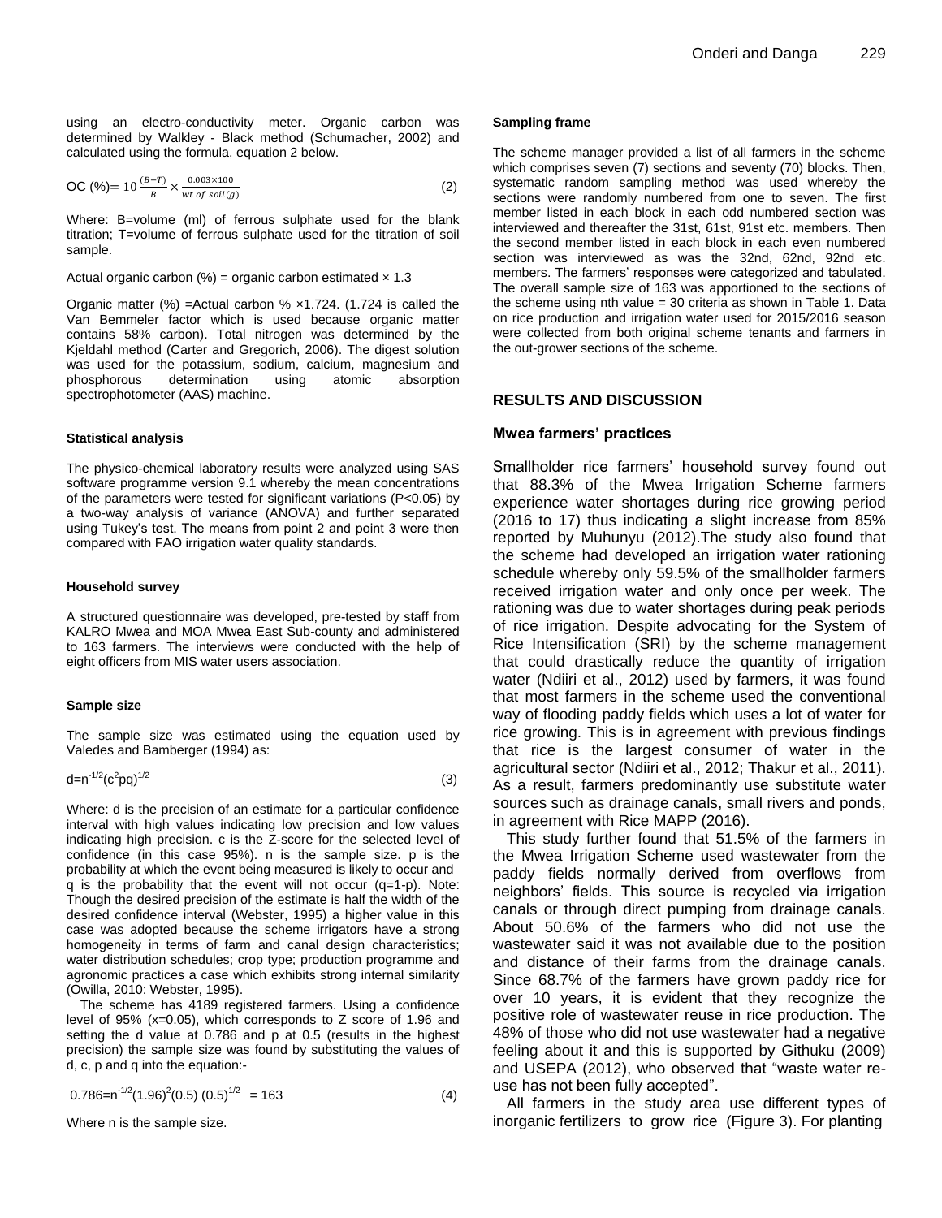using an electro-conductivity meter. Organic carbon was determined by Walkley - Black method (Schumacher, 2002) and calculated using the formula, equation 2 below.

$$\text{OC (\%)} = 10\,\frac{(B-T)}{B} \times \frac{0.003 \times 100}{wt\ of\ soil(g)} \qquad (2)$$

Where: B=volume (ml) of ferrous sulphate used for the blank titration; T=volume of ferrous sulphate used for the titration of soil sample.

Actual organic carbon (%) = organic carbon estimated × 1.3

Organic matter (%) =Actual carbon % ×1.724. (1.724 is called the Van Bemmeler factor which is used because organic matter contains 58% carbon). Total nitrogen was determined by the Kjeldahl method (Carter and Gregorich, 2006). The digest solution was used for the potassium, sodium, calcium, magnesium and phosphorous determination using atomic absorption spectrophotometer (AAS) machine.

#### Statistical analysis

The physico-chemical laboratory results were analyzed using SAS software programme version 9.1 whereby the mean concentrations of the parameters were tested for significant variations ($P<0.05$) by a two-way analysis of variance (ANOVA) and further separated using Tukey's test. The means from point 2 and point 3 were then compared with FAO irrigation water quality standards.

#### Household survey

A structured questionnaire was developed, pre-tested by staff from KALRO Mwea and MOA Mwea East Sub-county and administered to 163 farmers. The interviews were conducted with the help of eight officers from MIS water users association.

#### Sample size

The sample size was estimated using the equation used by Valedes and Bamberger (1994) as:

$$d = n^{-1/2}(c^2pq)^{1/2} \qquad (3)$$

Where: d is the precision of an estimate for a particular confidence interval with high values indicating low precision and low values indicating high precision. c is the Z-score for the selected level of confidence (in this case 95%). n is the sample size. p is the probability at which the event being measured is likely to occur and q is the probability that the event will not occur (q=1-p). Note: Though the desired precision of the estimate is half the width of the desired confidence interval (Webster, 1995) a higher value in this case was adopted because the scheme irrigators have a strong homogeneity in terms of farm and canal design characteristics; water distribution schedules; crop type; production programme and agronomic practices a case which exhibits strong internal similarity (Owilla, 2010: Webster, 1995).

The scheme has 4189 registered farmers. Using a confidence level of 95% (x=0.05), which corresponds to Z score of 1.96 and setting the d value at 0.786 and p at 0.5 (results in the highest precision) the sample size was found by substituting the values of d, c, p and q into the equation:-

$$0.786 = n^{-1/2}(1.96)^2(0.5)\,(0.5)^{1/2} = 163 \qquad (4)$$

Where n is the sample size.

#### Sampling frame

The scheme manager provided a list of all farmers in the scheme which comprises seven (7) sections and seventy (70) blocks. Then, systematic random sampling method was used whereby the sections were randomly numbered from one to seven. The first member listed in each block in each odd numbered section was interviewed and thereafter the 31st, 61st, 91st etc. members. Then the second member listed in each block in each even numbered section was interviewed as was the 32nd, 62nd, 92nd etc. members. The farmers' responses were categorized and tabulated. The overall sample size of 163 was apportioned to the sections of the scheme using nth value = 30 criteria as shown in Table 1. Data on rice production and irrigation water used for 2015/2016 season were collected from both original scheme tenants and farmers in the out-grower sections of the scheme.

## RESULTS AND DISCUSSION

### Mwea farmers' practices

Smallholder rice farmers' household survey found out that 88.3% of the Mwea Irrigation Scheme farmers experience water shortages during rice growing period (2016 to 17) thus indicating a slight increase from 85% reported by Muhunyu (2012).The study also found that the scheme had developed an irrigation water rationing schedule whereby only 59.5% of the smallholder farmers received irrigation water and only once per week. The rationing was due to water shortages during peak periods of rice irrigation. Despite advocating for the System of Rice Intensification (SRI) by the scheme management that could drastically reduce the quantity of irrigation water (Ndiiri et al., 2012) used by farmers, it was found that most farmers in the scheme used the conventional way of flooding paddy fields which uses a lot of water for rice growing. This is in agreement with previous findings that rice is the largest consumer of water in the agricultural sector (Ndiiri et al., 2012; Thakur et al., 2011). As a result, farmers predominantly use substitute water sources such as drainage canals, small rivers and ponds, in agreement with Rice MAPP (2016).

This study further found that 51.5% of the farmers in the Mwea Irrigation Scheme used wastewater from the paddy fields normally derived from overflows from neighbors' fields. This source is recycled via irrigation canals or through direct pumping from drainage canals. About 50.6% of the farmers who did not use the wastewater said it was not available due to the position and distance of their farms from the drainage canals. Since 68.7% of the farmers have grown paddy rice for over 10 years, it is evident that they recognize the positive role of wastewater reuse in rice production. The 48% of those who did not use wastewater had a negative feeling about it and this is supported by Githuku (2009) and USEPA (2012), who observed that "waste water re-use has not been fully accepted".

All farmers in the study area use different types of inorganic fertilizers to grow rice (Figure 3). For planting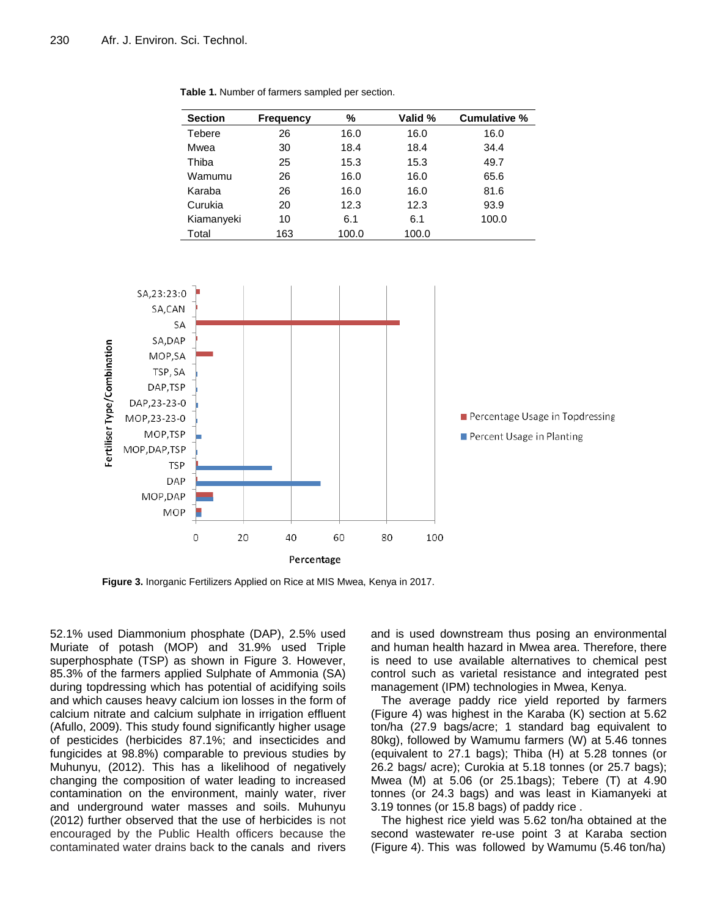**Table 1.** Number of farmers sampled per section.

| Section | Frequency | % | Valid % | Cumulative % |
|---|---|---|---|---|
| Tebere | 26 | 16.0 | 16.0 | 16.0 |
| Mwea | 30 | 18.4 | 18.4 | 34.4 |
| Thiba | 25 | 15.3 | 15.3 | 49.7 |
| Wamumu | 26 | 16.0 | 16.0 | 65.6 |
| Karaba | 26 | 16.0 | 16.0 | 81.6 |
| Curukia | 20 | 12.3 | 12.3 | 93.9 |
| Kiamanyeki | 10 | 6.1 | 6.1 | 100.0 |
| Total | 163 | 100.0 | 100.0 | |

**Figure 3.** Inorganic Fertilizers Applied on Rice at MIS Mwea, Kenya in 2017.

52.1% used Diammonium phosphate (DAP), 2.5% used Muriate of potash (MOP) and 31.9% used Triple superphosphate (TSP) as shown in Figure 3. However, 85.3% of the farmers applied Sulphate of Ammonia (SA) during topdressing which has potential of acidifying soils and which causes heavy calcium ion losses in the form of calcium nitrate and calcium sulphate in irrigation effluent (Afullo, 2009). This study found significantly higher usage of pesticides (herbicides 87.1%; and insecticides and fungicides at 98.8%) comparable to previous studies by Muhunyu, (2012). This has a likelihood of negatively changing the composition of water leading to increased contamination on the environment, mainly water, river and underground water masses and soils. Muhunyu (2012) further observed that the use of herbicides is not encouraged by the Public Health officers because the contaminated water drains back to the canals and rivers and is used downstream thus posing an environmental and human health hazard in Mwea area. Therefore, there is need to use available alternatives to chemical pest control such as varietal resistance and integrated pest management (IPM) technologies in Mwea, Kenya.

The average paddy rice yield reported by farmers (Figure 4) was highest in the Karaba (K) section at 5.62 ton/ha (27.9 bags/acre; 1 standard bag equivalent to 80kg), followed by Wamumu farmers (W) at 5.46 tonnes (equivalent to 27.1 bags); Thiba (H) at 5.28 tonnes (or 26.2 bags/ acre); Curokia at 5.18 tonnes (or 25.7 bags); Mwea (M) at 5.06 (or 25.1bags); Tebere (T) at 4.90 tonnes (or 24.3 bags) and was least in Kiamanyeki at 3.19 tonnes (or 15.8 bags) of paddy rice .

The highest rice yield was 5.62 ton/ha obtained at the second wastewater re-use point 3 at Karaba section (Figure 4). This was followed by Wamumu (5.46 ton/ha)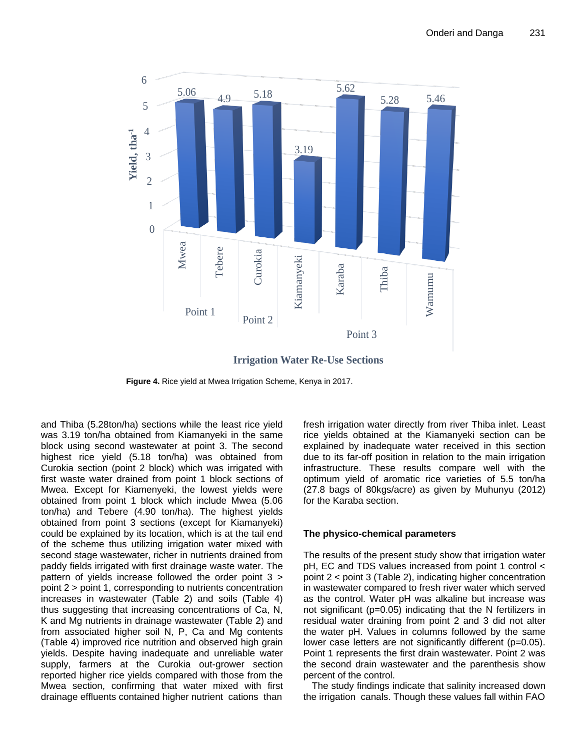**Figure 4.** Rice yield at Mwea Irrigation Scheme, Kenya in 2017.

and Thiba (5.28ton/ha) sections while the least rice yield was 3.19 ton/ha obtained from Kiamanyeki in the same block using second wastewater at point 3. The second highest rice yield (5.18 ton/ha) was obtained from Curokia section (point 2 block) which was irrigated with first waste water drained from point 1 block sections of Mwea. Except for Kiamenyeki, the lowest yields were obtained from point 1 block which include Mwea (5.06 ton/ha) and Tebere (4.90 ton/ha). The highest yields obtained from point 3 sections (except for Kiamanyeki) could be explained by its location, which is at the tail end of the scheme thus utilizing irrigation water mixed with second stage wastewater, richer in nutrients drained from paddy fields irrigated with first drainage waste water. The pattern of yields increase followed the order point 3 > point 2 > point 1, corresponding to nutrients concentration increases in wastewater (Table 2) and soils (Table 4) thus suggesting that increasing concentrations of Ca, N, K and Mg nutrients in drainage wastewater (Table 2) and from associated higher soil N, P, Ca and Mg contents (Table 4) improved rice nutrition and observed high grain yields. Despite having inadequate and unreliable water supply, farmers at the Curokia out-grower section reported higher rice yields compared with those from the Mwea section, confirming that water mixed with first drainage effluents contained higher nutrient cations than fresh irrigation water directly from river Thiba inlet. Least rice yields obtained at the Kiamanyeki section can be explained by inadequate water received in this section due to its far-off position in relation to the main irrigation infrastructure. These results compare well with the optimum yield of aromatic rice varieties of 5.5 ton/ha (27.8 bags of 80kgs/acre) as given by Muhunyu (2012) for the Karaba section.

### The physico-chemical parameters

The results of the present study show that irrigation water pH, EC and TDS values increased from point 1 control < point 2 < point 3 (Table 2), indicating higher concentration in wastewater compared to fresh river water which served as the control. Water pH was alkaline but increase was not significant (p=0.05) indicating that the N fertilizers in residual water draining from point 2 and 3 did not alter the water pH. Values in columns followed by the same lower case letters are not significantly different (p=0.05). Point 1 represents the first drain wastewater. Point 2 was the second drain wastewater and the parenthesis show percent of the control.

The study findings indicate that salinity increased down the irrigation canals. Though these values fall within FAO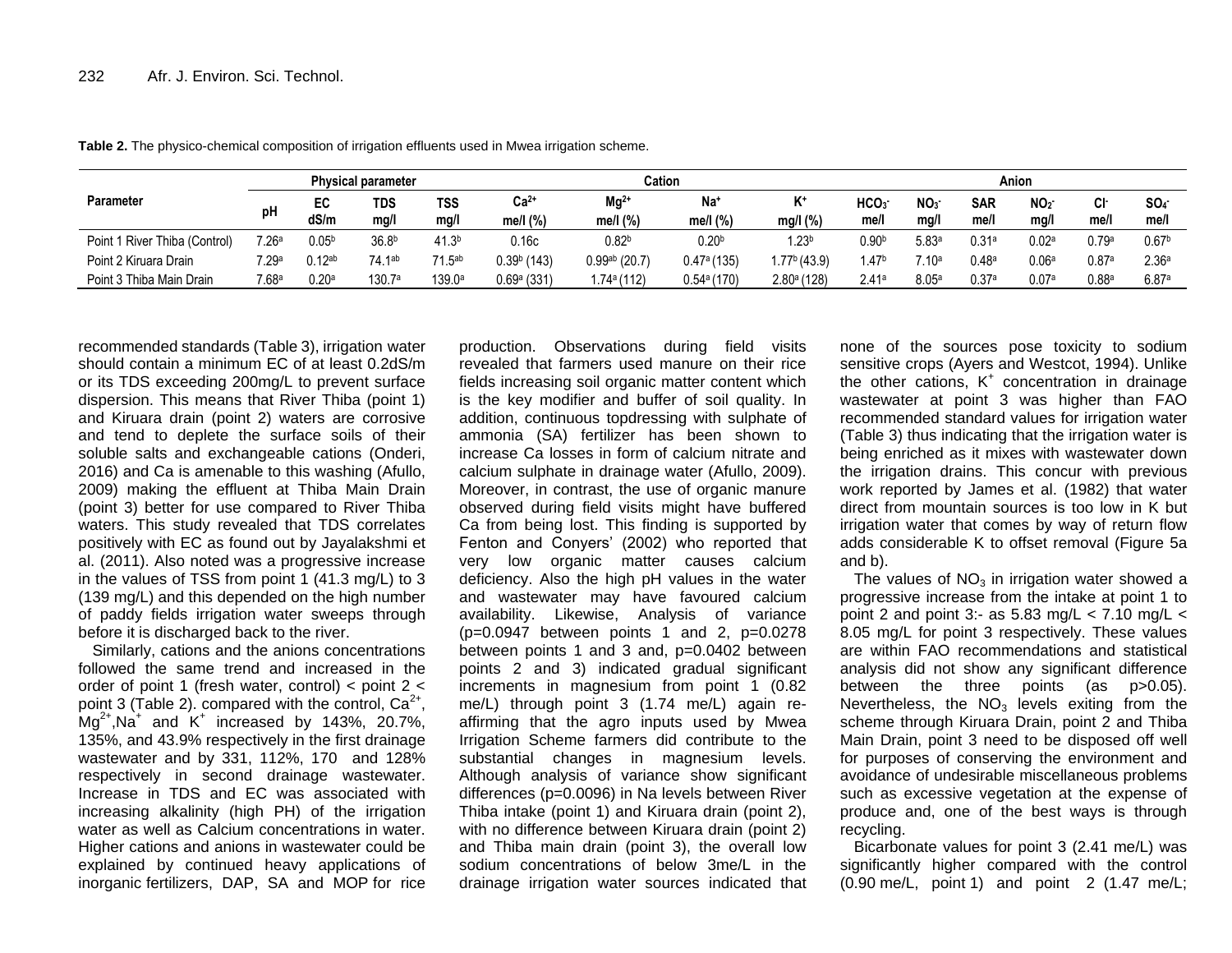**Table 2.** The physico-chemical composition of irrigation effluents used in Mwea irrigation scheme.

| Parameter | Physical parameter | | | | Cation | | | | Anion | | | | | |
|---|---|---|---|---|---|---|---|---|---|---|---|---|---|---|
| | pH | EC dS/m | TDS mg/l | TSS mg/l | $Ca^{2+}$ me/l (%) | $Mg^{2+}$ me/l (%) | $Na^{+}$ me/l (%) | $K^{+}$ mg/l (%) | $HCO_3^-$ me/l | $NO_3^-$ mg/l | SAR me/l | $NO_2^-$ mg/l | $Cl^-$ me/l | $SO_4^-$ me/l |
| Point 1 River Thiba (Control) | 7.26[a] | 0.05[b] | 36.8[b] | 41.3[b] | 0.16c | 0.82[b] | 0.20[b] | 1.23[b] | 0.90[b] | 5.83[a] | 0.31[a] | 0.02[a] | 0.79[a] | 0.67[b] |
| Point 2 Kiruara Drain | 7.29[a] | 0.12[ab] | 74.1[ab] | 71.5[ab] | 0.39[b] (143) | 0.99[ab] (20.7) | 0.47[a] (135) | 1.77[b] (43.9) | 1.47[b] | 7.10[a] | 0.48[a] | 0.06[a] | 0.87[a] | 2.36[a] |
| Point 3 Thiba Main Drain | 7.68[a] | 0.20[a] | 130.7[a] | 139.0[a] | 0.69[a] (331) | 1.74[a] (112) | 0.54[a] (170) | 2.80[a] (128) | 2.41[a] | 8.05[a] | 0.37[a] | 0.07[a] | 0.88[a] | 6.87[a] |

recommended standards (Table 3), irrigation water should contain a minimum EC of at least 0.2dS/m or its TDS exceeding 200mg/L to prevent surface dispersion. This means that River Thiba (point 1) and Kiruara drain (point 2) waters are corrosive and tend to deplete the surface soils of their soluble salts and exchangeable cations (Onderi, 2016) and Ca is amenable to this washing (Afullo, 2009) making the effluent at Thiba Main Drain (point 3) better for use compared to River Thiba waters. This study revealed that TDS correlates positively with EC as found out by Jayalakshmi et al. (2011). Also noted was a progressive increase in the values of TSS from point 1 (41.3 mg/L) to 3 (139 mg/L) and this depended on the high number of paddy fields irrigation water sweeps through before it is discharged back to the river.

Similarly, cations and the anions concentrations followed the same trend and increased in the order of point 1 (fresh water, control) < point 2 < point 3 (Table 2). compared with the control, $Ca^{2+}$, $Mg^{2+}$, $Na^{+}$ and $K^{+}$ increased by 143%, 20.7%, 135%, and 43.9% respectively in the first drainage wastewater and by 331, 112%, 170 and 128% respectively in second drainage wastewater. Increase in TDS and EC was associated with increasing alkalinity (high PH) of the irrigation water as well as Calcium concentrations in water. Higher cations and anions in wastewater could be explained by continued heavy applications of inorganic fertilizers, DAP, SA and MOP for rice production. Observations during field visits revealed that farmers used manure on their rice fields increasing soil organic matter content which is the key modifier and buffer of soil quality. In addition, continuous topdressing with sulphate of ammonia (SA) fertilizer has been shown to increase Ca losses in form of calcium nitrate and calcium sulphate in drainage water (Afullo, 2009). Moreover, in contrast, the use of organic manure observed during field visits might have buffered Ca from being lost. This finding is supported by Fenton and Conyers' (2002) who reported that very low organic matter causes calcium deficiency. Also the high pH values in the water and wastewater may have favoured calcium availability. Likewise, Analysis of variance ($p=0.0947$ between points 1 and 2, $p=0.0278$ between points 1 and 3 and, $p=0.0402$ between points 2 and 3) indicated gradual significant increments in magnesium from point 1 (0.82 me/L) through point 3 (1.74 me/L) again re-affirming that the agro inputs used by Mwea Irrigation Scheme farmers did contribute to the substantial changes in magnesium levels. Although analysis of variance show significant differences ($p=0.0096$) in Na levels between River Thiba intake (point 1) and Kiruara drain (point 2), with no difference between Kiruara drain (point 2) and Thiba main drain (point 3), the overall low sodium concentrations of below 3me/L in the drainage irrigation water sources indicated that none of the sources pose toxicity to sodium sensitive crops (Ayers and Westcot, 1994). Unlike the other cations, $K^{+}$ concentration in drainage wastewater at point 3 was higher than FAO recommended standard values for irrigation water (Table 3) thus indicating that the irrigation water is being enriched as it mixes with wastewater down the irrigation drains. This concur with previous work reported by James et al. (1982) that water direct from mountain sources is too low in K but irrigation water that comes by way of return flow adds considerable K to offset removal (Figure 5a and b).

The values of $NO_3$ in irrigation water showed a progressive increase from the intake at point 1 to point 2 and point 3:- as 5.83 mg/L < 7.10 mg/L < 8.05 mg/L for point 3 respectively. These values are within FAO recommendations and statistical analysis did not show any significant difference between the three points (as $p>0.05$). Nevertheless, the $NO_3$ levels exiting from the scheme through Kiruara Drain, point 2 and Thiba Main Drain, point 3 need to be disposed off well for purposes of conserving the environment and avoidance of undesirable miscellaneous problems such as excessive vegetation at the expense of produce and, one of the best ways is through recycling.

Bicarbonate values for point 3 (2.41 me/L) was significantly higher compared with the control (0.90 me/L, point 1) and point 2 (1.47 me/L;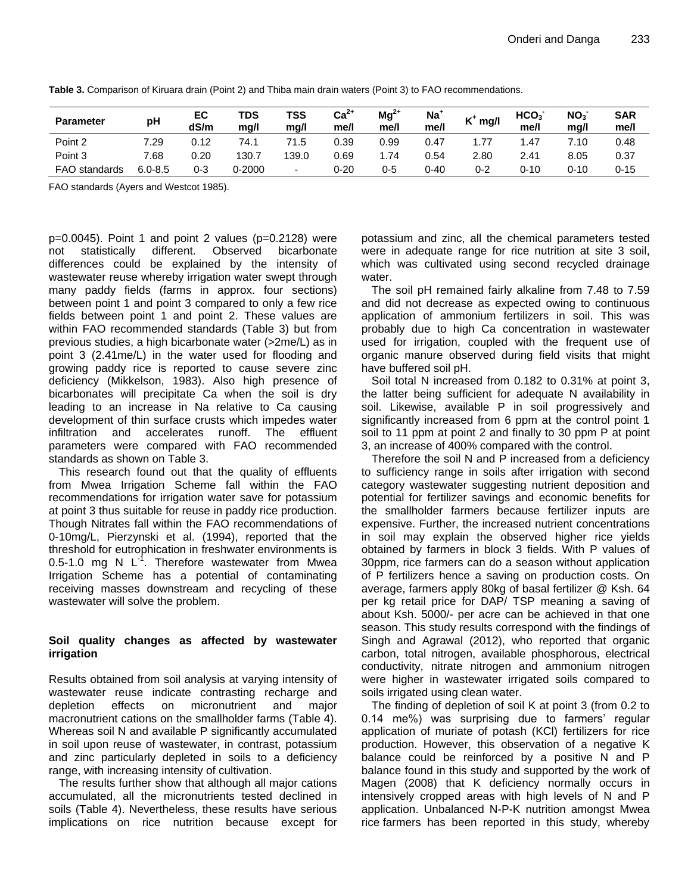**Table 3.** Comparison of Kiruara drain (Point 2) and Thiba main drain waters (Point 3) to FAO recommendations.

| Parameter | pH | EC dS/m | TDS mg/l | TSS mg/l | $Ca^{2+}$ me/l | $Mg^{2+}$ me/l | $Na^{+}$ me/l | $K^{+}$ mg/l | $HCO_3^-$ me/l | $NO_3^-$ mg/l | SAR me/l |
|---|---|---|---|---|---|---|---|---|---|---|---|
| Point 2 | 7.29 | 0.12 | 74.1 | 71.5 | 0.39 | 0.99 | 0.47 | 1.77 | 1.47 | 7.10 | 0.48 |
| Point 3 | 7.68 | 0.20 | 130.7 | 139.0 | 0.69 | 1.74 | 0.54 | 2.80 | 2.41 | 8.05 | 0.37 |
| FAO standards | 6.0-8.5 | 0-3 | 0-2000 | - | 0-20 | 0-5 | 0-40 | 0-2 | 0-10 | 0-10 | 0-15 |

FAO standards (Ayers and Westcot 1985).

p=0.0045). Point 1 and point 2 values (p=0.2128) were not statistically different. Observed bicarbonate differences could be explained by the intensity of wastewater reuse whereby irrigation water swept through many paddy fields (farms in approx. four sections) between point 1 and point 3 compared to only a few rice fields between point 1 and point 2. These values are within FAO recommended standards (Table 3) but from previous studies, a high bicarbonate water (>2me/L) as in point 3 (2.41me/L) in the water used for flooding and growing paddy rice is reported to cause severe zinc deficiency (Mikkelson, 1983). Also high presence of bicarbonates will precipitate Ca when the soil is dry leading to an increase in Na relative to Ca causing development of thin surface crusts which impedes water infiltration and accelerates runoff. The effluent parameters were compared with FAO recommended standards as shown on Table 3.

This research found out that the quality of effluents from Mwea Irrigation Scheme fall within the FAO recommendations for irrigation water save for potassium at point 3 thus suitable for reuse in paddy rice production. Though Nitrates fall within the FAO recommendations of 0-10mg/L, Pierzynski et al. (1994), reported that the threshold for eutrophication in freshwater environments is 0.5-1.0 mg N $L^{-1}$. Therefore wastewater from Mwea Irrigation Scheme has a potential of contaminating receiving masses downstream and recycling of these wastewater will solve the problem.

### Soil quality changes as affected by wastewater irrigation

Results obtained from soil analysis at varying intensity of wastewater reuse indicate contrasting recharge and depletion effects on micronutrient and major macronutrient cations on the smallholder farms (Table 4). Whereas soil N and available P significantly accumulated in soil upon reuse of wastewater, in contrast, potassium and zinc particularly depleted in soils to a deficiency range, with increasing intensity of cultivation.

The results further show that although all major cations accumulated, all the micronutrients tested declined in soils (Table 4). Nevertheless, these results have serious implications on rice nutrition because except for potassium and zinc, all the chemical parameters tested were in adequate range for rice nutrition at site 3 soil, which was cultivated using second recycled drainage water.

The soil pH remained fairly alkaline from 7.48 to 7.59 and did not decrease as expected owing to continuous application of ammonium fertilizers in soil. This was probably due to high Ca concentration in wastewater used for irrigation, coupled with the frequent use of organic manure observed during field visits that might have buffered soil pH.

Soil total N increased from 0.182 to 0.31% at point 3, the latter being sufficient for adequate N availability in soil. Likewise, available P in soil progressively and significantly increased from 6 ppm at the control point 1 soil to 11 ppm at point 2 and finally to 30 ppm P at point 3, an increase of 400% compared with the control.

Therefore the soil N and P increased from a deficiency to sufficiency range in soils after irrigation with second category wastewater suggesting nutrient deposition and potential for fertilizer savings and economic benefits for the smallholder farmers because fertilizer inputs are expensive. Further, the increased nutrient concentrations in soil may explain the observed higher rice yields obtained by farmers in block 3 fields. With P values of 30ppm, rice farmers can do a season without application of P fertilizers hence a saving on production costs. On average, farmers apply 80kg of basal fertilizer @ Ksh. 64 per kg retail price for DAP/ TSP meaning a saving of about Ksh. 5000/- per acre can be achieved in that one season. This study results correspond with the findings of Singh and Agrawal (2012), who reported that organic carbon, total nitrogen, available phosphorous, electrical conductivity, nitrate nitrogen and ammonium nitrogen were higher in wastewater irrigated soils compared to soils irrigated using clean water.

The finding of depletion of soil K at point 3 (from 0.2 to 0.14 me%) was surprising due to farmers' regular application of muriate of potash (KCl) fertilizers for rice production. However, this observation of a negative K balance could be reinforced by a positive N and P balance found in this study and supported by the work of Magen (2008) that K deficiency normally occurs in intensively cropped areas with high levels of N and P application. Unbalanced N-P-K nutrition amongst Mwea rice farmers has been reported in this study, whereby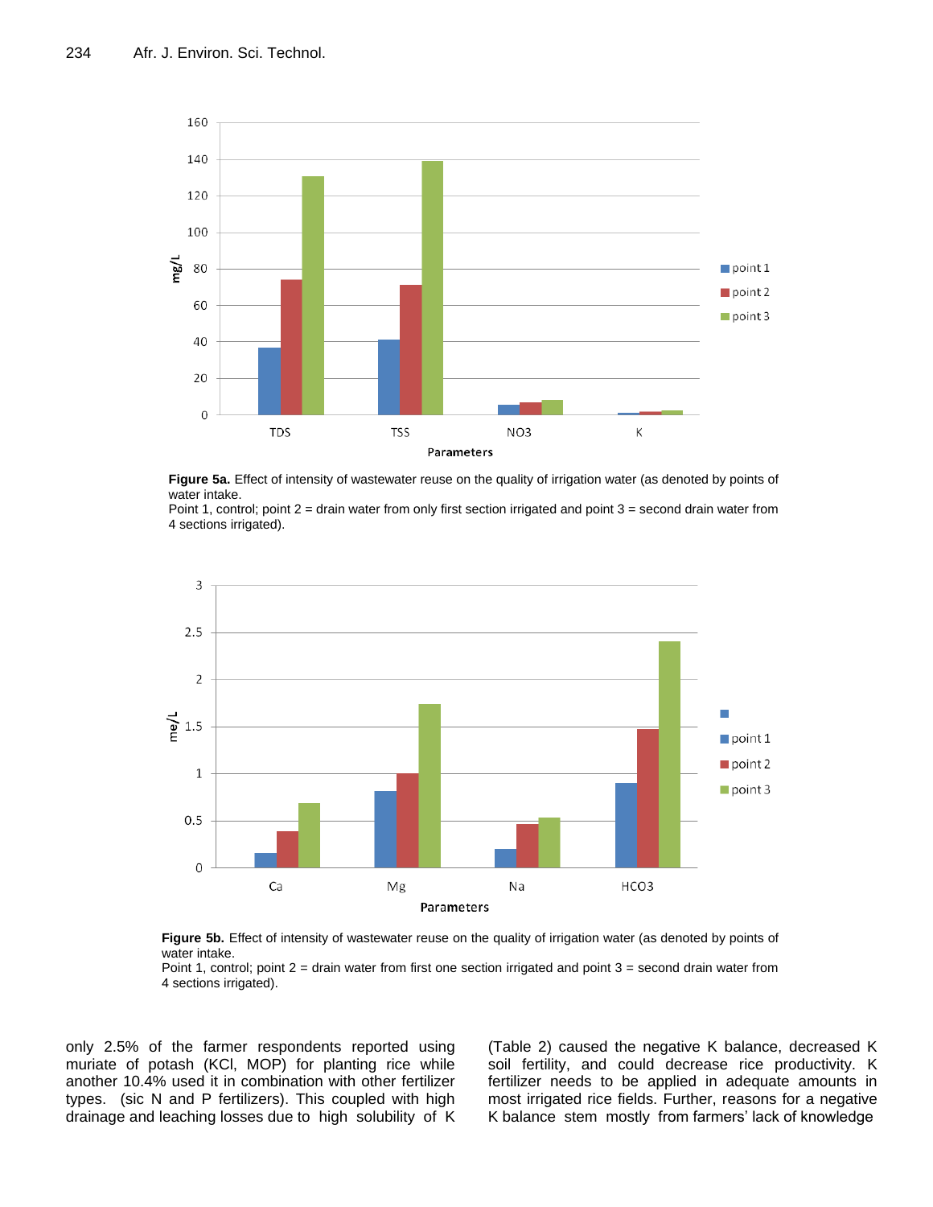**Figure 5a.** Effect of intensity of wastewater reuse on the quality of irrigation water (as denoted by points of water intake.
Point 1, control; point 2 = drain water from only first section irrigated and point 3 = second drain water from 4 sections irrigated).

**Figure 5b.** Effect of intensity of wastewater reuse on the quality of irrigation water (as denoted by points of water intake.
Point 1, control; point 2 = drain water from first one section irrigated and point 3 = second drain water from 4 sections irrigated).

only 2.5% of the farmer respondents reported using muriate of potash (KCl, MOP) for planting rice while another 10.4% used it in combination with other fertilizer types. (sic N and P fertilizers). This coupled with high drainage and leaching losses due to high solubility of K (Table 2) caused the negative K balance, decreased K soil fertility, and could decrease rice productivity. K fertilizer needs to be applied in adequate amounts in most irrigated rice fields. Further, reasons for a negative K balance stem mostly from farmers' lack of knowledge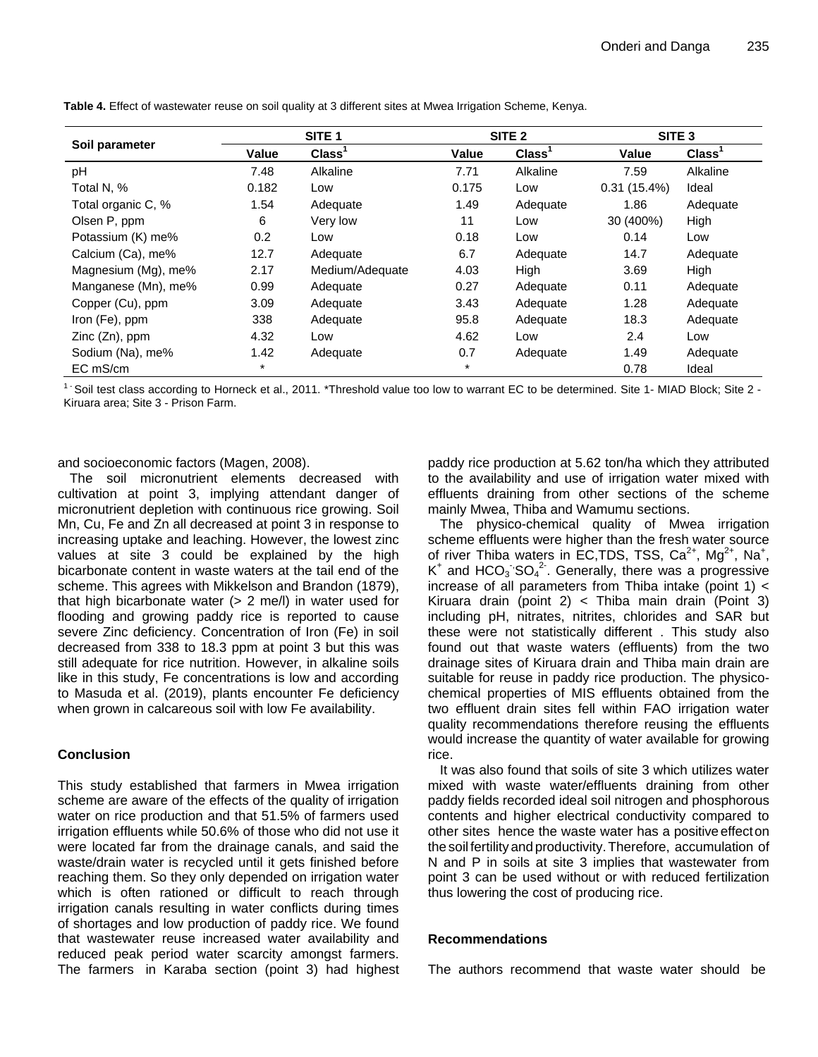**Table 4.** Effect of wastewater reuse on soil quality at 3 different sites at Mwea Irrigation Scheme, Kenya.

| Soil parameter | SITE 1 | | SITE 2 | | SITE 3 | |
|---|---|---|---|---|---|---|
| | Value | Class[1] | Value | Class[1] | Value | Class[1] |
| pH | 7.48 | Alkaline | 7.71 | Alkaline | 7.59 | Alkaline |
| Total N, % | 0.182 | Low | 0.175 | Low | 0.31 (15.4%) | Ideal |
| Total organic C, % | 1.54 | Adequate | 1.49 | Adequate | 1.86 | Adequate |
| Olsen P, ppm | 6 | Very low | 11 | Low | 30 (400%) | High |
| Potassium (K) me% | 0.2 | Low | 0.18 | Low | 0.14 | Low |
| Calcium (Ca), me% | 12.7 | Adequate | 6.7 | Adequate | 14.7 | Adequate |
| Magnesium (Mg), me% | 2.17 | Medium/Adequate | 4.03 | High | 3.69 | High |
| Manganese (Mn), me% | 0.99 | Adequate | 0.27 | Adequate | 0.11 | Adequate |
| Copper (Cu), ppm | 3.09 | Adequate | 3.43 | Adequate | 1.28 | Adequate |
| Iron (Fe), ppm | 338 | Adequate | 95.8 | Adequate | 18.3 | Adequate |
| Zinc (Zn), ppm | 4.32 | Low | 4.62 | Low | 2.4 | Low |
| Sodium (Na), me% | 1.42 | Adequate | 0.7 | Adequate | 1.49 | Adequate |
| EC mS/cm | * | | * | | 0.78 | Ideal |

[1] Soil test class according to Horneck et al., 2011. *Threshold value too low to warrant EC to be determined. Site 1- MIAD Block; Site 2 - Kiruara area; Site 3 - Prison Farm.

and socioeconomic factors (Magen, 2008).

The soil micronutrient elements decreased with cultivation at point 3, implying attendant danger of micronutrient depletion with continuous rice growing. Soil Mn, Cu, Fe and Zn all decreased at point 3 in response to increasing uptake and leaching. However, the lowest zinc values at site 3 could be explained by the high bicarbonate content in waste waters at the tail end of the scheme. This agrees with Mikkelson and Brandon (1879), that high bicarbonate water (> 2 me/l) in water used for flooding and growing paddy rice is reported to cause severe Zinc deficiency. Concentration of Iron (Fe) in soil decreased from 338 to 18.3 ppm at point 3 but this was still adequate for rice nutrition. However, in alkaline soils like in this study, Fe concentrations is low and according to Masuda et al. (2019), plants encounter Fe deficiency when grown in calcareous soil with low Fe availability.

## Conclusion

This study established that farmers in Mwea irrigation scheme are aware of the effects of the quality of irrigation water on rice production and that 51.5% of farmers used irrigation effluents while 50.6% of those who did not use it were located far from the drainage canals, and said the waste/drain water is recycled until it gets finished before reaching them. So they only depended on irrigation water which is often rationed or difficult to reach through irrigation canals resulting in water conflicts during times of shortages and low production of paddy rice. We found that wastewater reuse increased water availability and reduced peak period water scarcity amongst farmers. The farmers in Karaba section (point 3) had highest paddy rice production at 5.62 ton/ha which they attributed to the availability and use of irrigation water mixed with effluents draining from other sections of the scheme mainly Mwea, Thiba and Wamumu sections.

The physico-chemical quality of Mwea irrigation scheme effluents were higher than the fresh water source of river Thiba waters in EC,TDS, TSS, $Ca^{2+}$, $Mg^{2+}$, $Na^{+}$, $K^{+}$ and $HCO_3^{-}SO_4^{2-}$. Generally, there was a progressive increase of all parameters from Thiba intake (point 1) < Kiruara drain (point 2) < Thiba main drain (Point 3) including pH, nitrates, nitrites, chlorides and SAR but these were not statistically different . This study also found out that waste waters (effluents) from the two drainage sites of Kiruara drain and Thiba main drain are suitable for reuse in paddy rice production. The physico-chemical properties of MIS effluents obtained from the two effluent drain sites fell within FAO irrigation water quality recommendations therefore reusing the effluents would increase the quantity of water available for growing rice.

It was also found that soils of site 3 which utilizes water mixed with waste water/effluents draining from other paddy fields recorded ideal soil nitrogen and phosphorous contents and higher electrical conductivity compared to other sites hence the waste water has a positive effect on the soil fertility and productivity. Therefore, accumulation of N and P in soils at site 3 implies that wastewater from point 3 can be used without or with reduced fertilization thus lowering the cost of producing rice.

## Recommendations

The authors recommend that waste water should be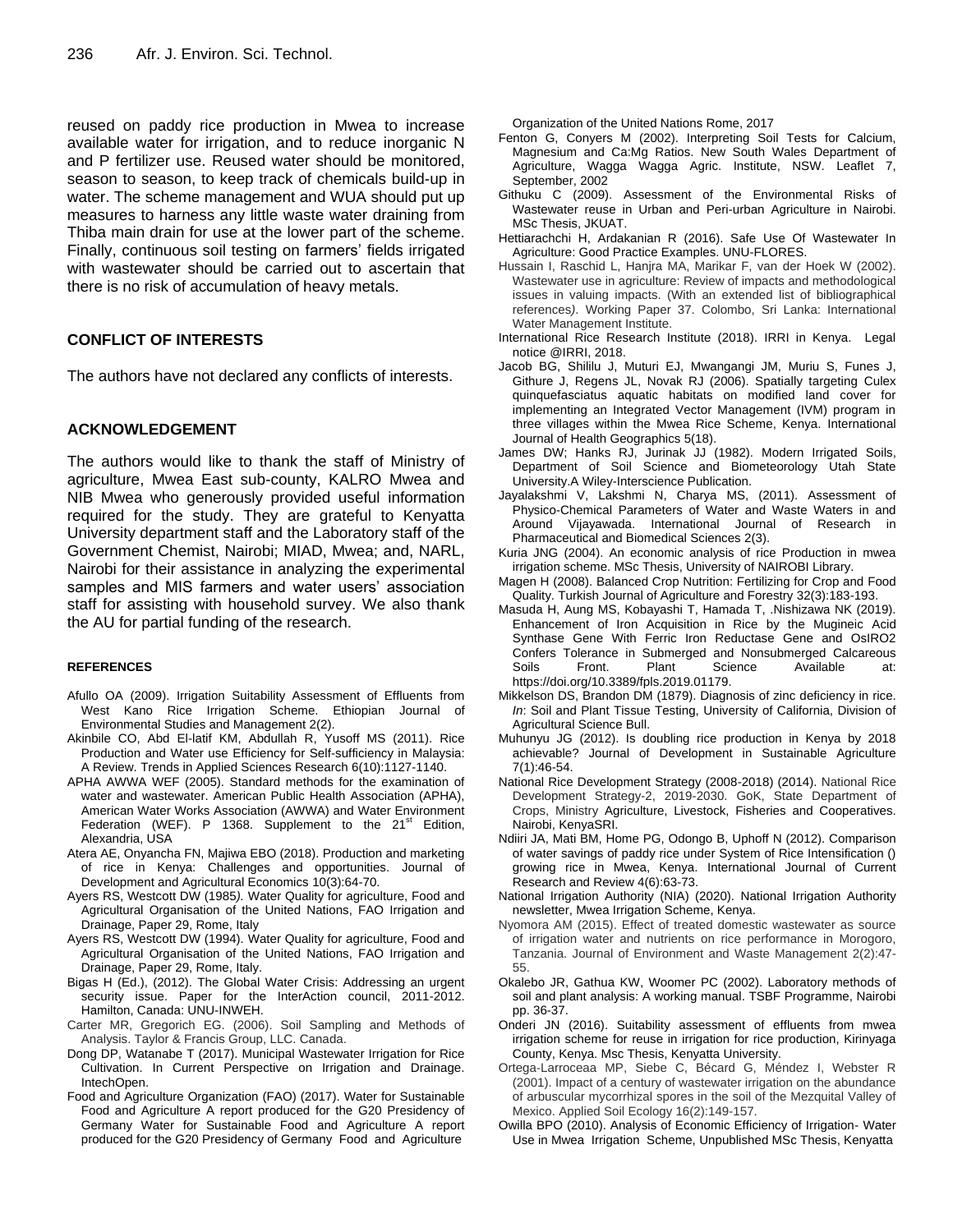reused on paddy rice production in Mwea to increase available water for irrigation, and to reduce inorganic N and P fertilizer use. Reused water should be monitored, season to season, to keep track of chemicals build-up in water. The scheme management and WUA should put up measures to harness any little waste water draining from Thiba main drain for use at the lower part of the scheme. Finally, continuous soil testing on farmers' fields irrigated with wastewater should be carried out to ascertain that there is no risk of accumulation of heavy metals.

## CONFLICT OF INTERESTS

The authors have not declared any conflicts of interests.

## ACKNOWLEDGEMENT

The authors would like to thank the staff of Ministry of agriculture, Mwea East sub-county, KALRO Mwea and NIB Mwea who generously provided useful information required for the study. They are grateful to Kenyatta University department staff and the Laboratory staff of the Government Chemist, Nairobi; MIAD, Mwea; and, NARL, Nairobi for their assistance in analyzing the experimental samples and MIS farmers and water users' association staff for assisting with household survey. We also thank the AU for partial funding of the research.

### REFERENCES

Afullo OA (2009). Irrigation Suitability Assessment of Effluents from West Kano Rice Irrigation Scheme. Ethiopian Journal of Environmental Studies and Management 2(2).

Akinbile CO, Abd El-latif KM, Abdullah R, Yusoff MS (2011). Rice Production and Water use Efficiency for Self-sufficiency in Malaysia: A Review. Trends in Applied Sciences Research 6(10):1127-1140.

APHA AWWA WEF (2005). Standard methods for the examination of water and wastewater. American Public Health Association (APHA), American Water Works Association (AWWA) and Water Environment Federation (WEF). P 1368. Supplement to the 21st Edition, Alexandria, USA

Atera AE, Onyancha FN, Majiwa EBO (2018). Production and marketing of rice in Kenya: Challenges and opportunities. Journal of Development and Agricultural Economics 10(3):64-70.

Ayers RS, Westcott DW (1985). Water Quality for agriculture, Food and Agricultural Organisation of the United Nations, FAO Irrigation and Drainage, Paper 29, Rome, Italy

Ayers RS, Westcott DW (1994). Water Quality for agriculture, Food and Agricultural Organisation of the United Nations, FAO Irrigation and Drainage, Paper 29, Rome, Italy.

Bigas H (Ed.), (2012). The Global Water Crisis: Addressing an urgent security issue. Paper for the InterAction council, 2011-2012. Hamilton, Canada: UNU-INWEH.

Carter MR, Gregorich EG. (2006). Soil Sampling and Methods of Analysis. Taylor & Francis Group, LLC. Canada.

Dong DP, Watanabe T (2017). Municipal Wastewater Irrigation for Rice Cultivation. In Current Perspective on Irrigation and Drainage. IntechOpen.

Food and Agriculture Organization (FAO) (2017). Water for Sustainable Food and Agriculture A report produced for the G20 Presidency of Germany Water for Sustainable Food and Agriculture A report produced for the G20 Presidency of Germany Food and Agriculture Organization of the United Nations Rome, 2017

Fenton G, Conyers M (2002). Interpreting Soil Tests for Calcium, Magnesium and Ca:Mg Ratios. New South Wales Department of Agriculture, Wagga Wagga Agric. Institute, NSW. Leaflet 7, September, 2002

Githuku C (2009). Assessment of the Environmental Risks of Wastewater reuse in Urban and Peri-urban Agriculture in Nairobi. MSc Thesis, JKUAT.

Hettiarachchi H, Ardakanian R (2016). Safe Use Of Wastewater In Agriculture: Good Practice Examples. UNU-FLORES.

Hussain I, Raschid L, Hanjra MA, Marikar F, van der Hoek W (2002). Wastewater use in agriculture: Review of impacts and methodological issues in valuing impacts. (With an extended list of bibliographical references). Working Paper 37. Colombo, Sri Lanka: International Water Management Institute.

International Rice Research Institute (2018). IRRI in Kenya. Legal notice @IRRI, 2018.

Jacob BG, Shililu J, Muturi EJ, Mwangangi JM, Muriu S, Funes J, Githure J, Regens JL, Novak RJ (2006). Spatially targeting Culex quinquefasciatus aquatic habitats on modified land cover for implementing an Integrated Vector Management (IVM) program in three villages within the Mwea Rice Scheme, Kenya. International Journal of Health Geographics 5(18).

James DW; Hanks RJ, Jurinak JJ (1982). Modern Irrigated Soils, Department of Soil Science and Biometeorology Utah State University.A Wiley-Interscience Publication.

Jayalakshmi V, Lakshmi N, Charya MS, (2011). Assessment of Physico-Chemical Parameters of Water and Waste Waters in and Around Vijayawada. International Journal of Research in Pharmaceutical and Biomedical Sciences 2(3).

Kuria JNG (2004). An economic analysis of rice Production in mwea irrigation scheme. MSc Thesis, University of NAIROBI Library.

Magen H (2008). Balanced Crop Nutrition: Fertilizing for Crop and Food Quality. Turkish Journal of Agriculture and Forestry 32(3):183-193.

Masuda H, Aung MS, Kobayashi T, Hamada T, .Nishizawa NK (2019). Enhancement of Iron Acquisition in Rice by the Mugineic Acid Synthase Gene With Ferric Iron Reductase Gene and OsIRO2 Confers Tolerance in Submerged and Nonsubmerged Calcareous Soils Front. Plant Science Available at: https://doi.org/10.3389/fpls.2019.01179.

Mikkelson DS, Brandon DM (1879). Diagnosis of zinc deficiency in rice. *In*: Soil and Plant Tissue Testing, University of California, Division of Agricultural Science Bull.

Muhunyu JG (2012). Is doubling rice production in Kenya by 2018 achievable? Journal of Development in Sustainable Agriculture 7(1):46-54.

National Rice Development Strategy (2008-2018) (2014). National Rice Development Strategy-2, 2019-2030. GoK, State Department of Crops, Ministry Agriculture, Livestock, Fisheries and Cooperatives. Nairobi, KenyaSRI.

Ndiiri JA, Mati BM, Home PG, Odongo B, Uphoff N (2012). Comparison of water savings of paddy rice under System of Rice Intensification () growing rice in Mwea, Kenya. International Journal of Current Research and Review 4(6):63-73.

National Irrigation Authority (NIA) (2020). National Irrigation Authority newsletter, Mwea Irrigation Scheme, Kenya.

Nyomora AM (2015). Effect of treated domestic wastewater as source of irrigation water and nutrients on rice performance in Morogoro, Tanzania. Journal of Environment and Waste Management 2(2):47-55.

Okalebo JR, Gathua KW, Woomer PC (2002). Laboratory methods of soil and plant analysis: A working manual. TSBF Programme, Nairobi pp. 36-37.

Onderi JN (2016). Suitability assessment of effluents from mwea irrigation scheme for reuse in irrigation for rice production, Kirinyaga County, Kenya. Msc Thesis, Kenyatta University.

Ortega-Larroceaa MP, Siebe C, Bécard G, Méndez I, Webster R (2001). Impact of a century of wastewater irrigation on the abundance of arbuscular mycorrhizal spores in the soil of the Mezquital Valley of Mexico. Applied Soil Ecology 16(2):149-157.

Owilla BPO (2010). Analysis of Economic Efficiency of Irrigation- Water Use in Mwea Irrigation Scheme, Unpublished MSc Thesis, Kenyatta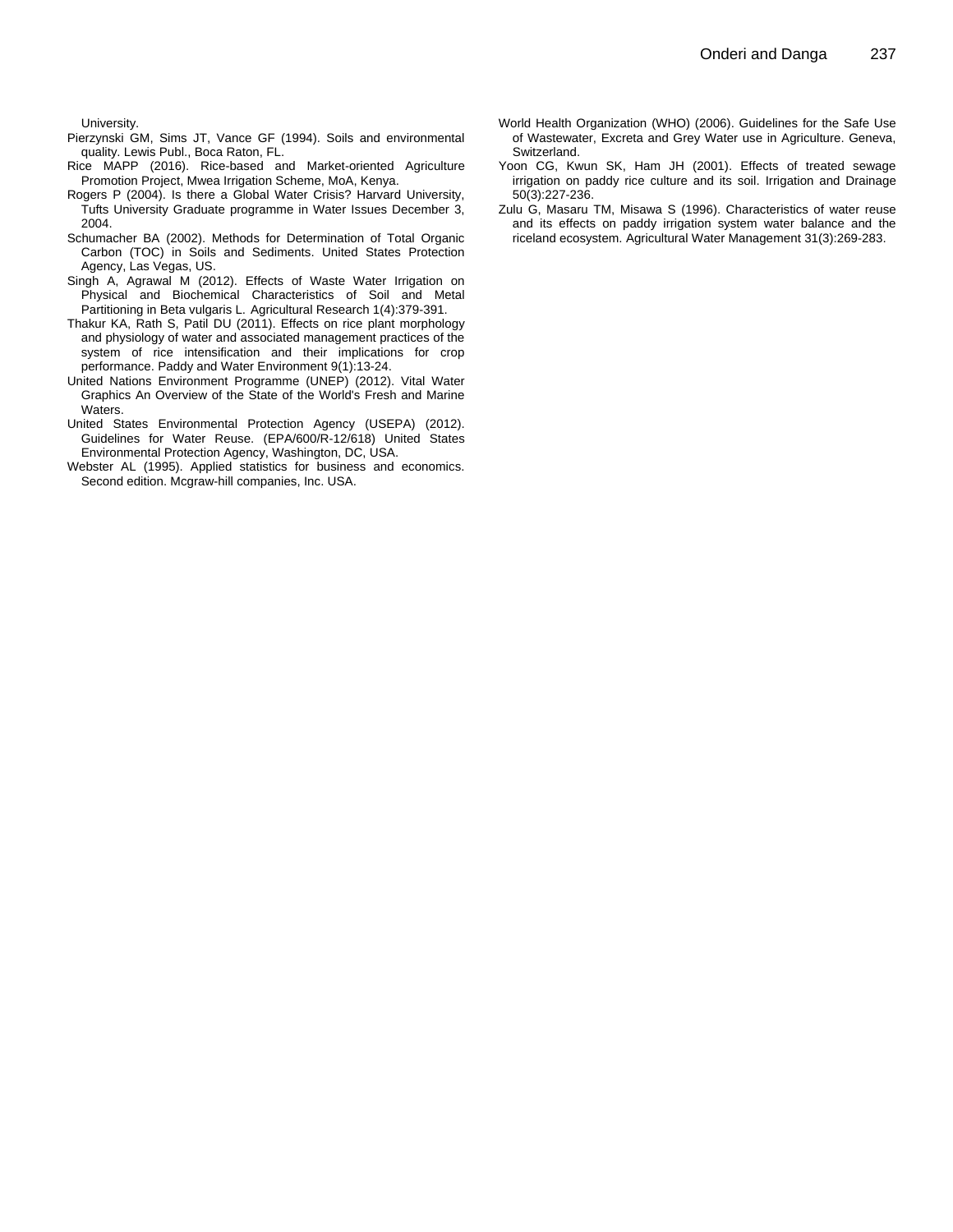University.

Pierzynski GM, Sims JT, Vance GF (1994). Soils and environmental quality. Lewis Publ., Boca Raton, FL.

Rice MAPP (2016). Rice-based and Market-oriented Agriculture Promotion Project, Mwea Irrigation Scheme, MoA, Kenya.

Rogers P (2004). Is there a Global Water Crisis? Harvard University, Tufts University Graduate programme in Water Issues December 3, 2004.

Schumacher BA (2002). Methods for Determination of Total Organic Carbon (TOC) in Soils and Sediments. United States Protection Agency, Las Vegas, US.

Singh A, Agrawal M (2012). Effects of Waste Water Irrigation on Physical and Biochemical Characteristics of Soil and Metal Partitioning in Beta vulgaris L. Agricultural Research 1(4):379-391.

Thakur KA, Rath S, Patil DU (2011). Effects on rice plant morphology and physiology of water and associated management practices of the system of rice intensification and their implications for crop performance. Paddy and Water Environment 9(1):13-24.

United Nations Environment Programme (UNEP) (2012). Vital Water Graphics An Overview of the State of the World's Fresh and Marine Waters.

United States Environmental Protection Agency (USEPA) (2012). Guidelines for Water Reuse. (EPA/600/R-12/618) United States Environmental Protection Agency, Washington, DC, USA.

Webster AL (1995). Applied statistics for business and economics. Second edition. Mcgraw-hill companies, Inc. USA.

World Health Organization (WHO) (2006). Guidelines for the Safe Use of Wastewater, Excreta and Grey Water use in Agriculture. Geneva, Switzerland.

Yoon CG, Kwun SK, Ham JH (2001). Effects of treated sewage irrigation on paddy rice culture and its soil. Irrigation and Drainage 50(3):227-236.

Zulu G, Masaru TM, Misawa S (1996). Characteristics of water reuse and its effects on paddy irrigation system water balance and the riceland ecosystem. Agricultural Water Management 31(3):269-283.